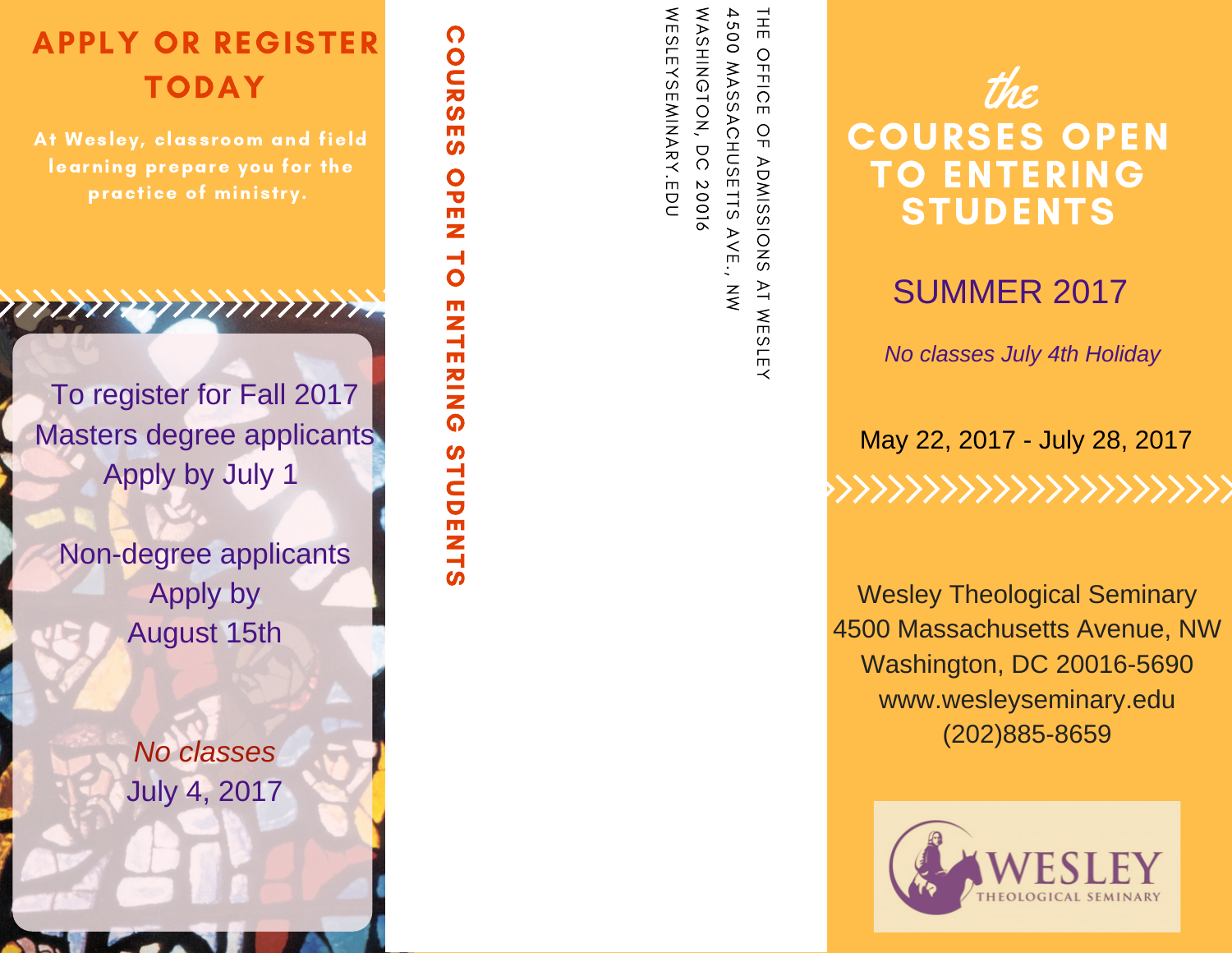## APPLY OR REGISTER TODAY

At Wesley, classroom and field learning prepare you for the practice of ministry.

To register for Fall 2017
Masters degree applicants
Apply by July 1

Non-degree applicants
Apply by
August 15th

*No classes*
July 4, 2017

**COURSES OPEN TO ENTERING STUDENTS**

THE OFFICE OF ADMISSIONS AT WESLEY
4500 MASSACHUSETTS AVE., NW
WASHINGTON, DC 20016
WESLEYSEMINARY.EDU

# *the* COURSES OPEN TO ENTERING STUDENTS

## SUMMER 2017

*No classes July 4th Holiday*

May 22, 2017 - July 28, 2017

Wesley Theological Seminary
4500 Massachusetts Avenue, NW
Washington, DC 20016-5690
www.wesleyseminary.edu
(202)885-8659

WESLEY THEOLOGICAL SEMINARY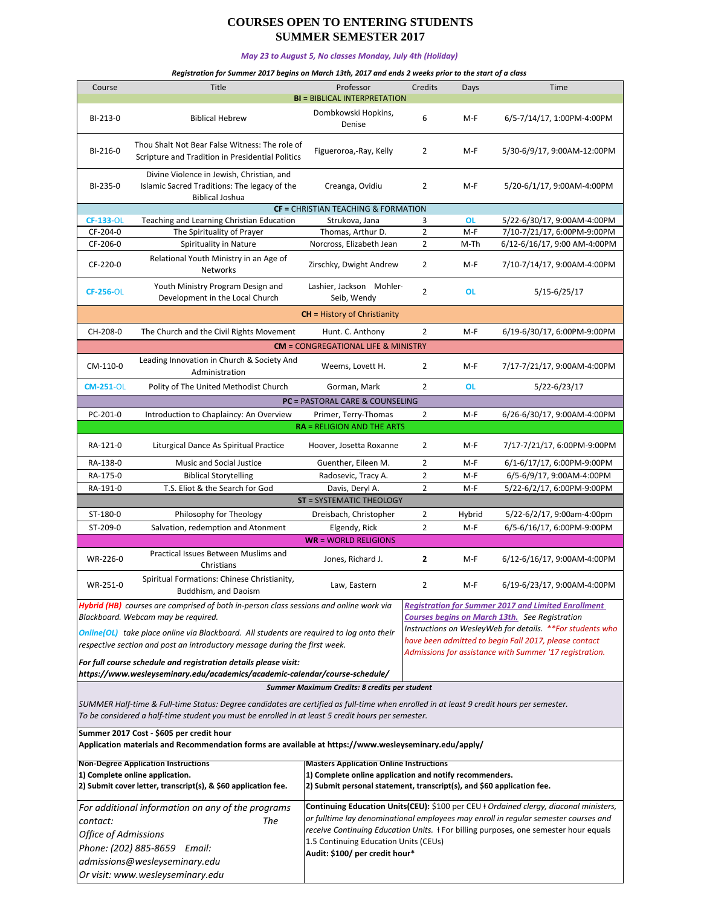# COURSES OPEN TO ENTERING STUDENTS
# SUMMER SEMESTER 2017

*May 23 to August 5, No classes Monday, July 4th (Holiday)*

***Registration for Summer 2017 begins on March 13th, 2017 and ends 2 weeks prior to the start of a class***

| Course | Title | Professor | Credits | Days | Time |
|---|---|---|---|---|---|
| **BI** = BIBLICAL INTERPRETATION | | | | | |
| BI-213-0 | Biblical Hebrew | Dombkowski Hopkins, Denise | 6 | M-F | 6/5-7/14/17, 1:00PM-4:00PM |
| BI-216-0 | Thou Shalt Not Bear False Witness: The role of Scripture and Tradition in Presidential Politics | Figueroroa,-Ray, Kelly | 2 | M-F | 5/30-6/9/17, 9:00AM-12:00PM |
| BI-235-0 | Divine Violence in Jewish, Christian, and Islamic Sacred Traditions: The legacy of the Biblical Joshua | Creanga, Ovidiu | 2 | M-F | 5/20-6/1/17, 9:00AM-4:00PM |
| **CF** = CHRISTIAN TEACHING & FORMATION | | | | | |
| CF-133-OL | Teaching and Learning Christian Education | Strukova, Jana | 3 | OL | 5/22-6/30/17, 9:00AM-4:00PM |
| CF-204-0 | The Spirituality of Prayer | Thomas, Arthur D. | 2 | M-F | 7/10-7/21/17, 6:00PM-9:00PM |
| CF-206-0 | Spirituality in Nature | Norcross, Elizabeth Jean | 2 | M-Th | 6/12-6/16/17, 9:00 AM-4:00PM |
| CF-220-0 | Relational Youth Ministry in an Age of Networks | Zirschky, Dwight Andrew | 2 | M-F | 7/10-7/14/17, 9:00AM-4:00PM |
| CF-256-OL | Youth Ministry Program Design and Development in the Local Church | Lashier, Jackson Mohler-Seib, Wendy | 2 | OL | 5/15-6/25/17 |
| **CH** = History of Christianity | | | | | |
| CH-208-0 | The Church and the Civil Rights Movement | Hunt. C. Anthony | 2 | M-F | 6/19-6/30/17, 6:00PM-9:00PM |
| **CM** = CONGREGATIONAL LIFE & MINISTRY | | | | | |
| CM-110-0 | Leading Innovation in Church & Society And Administration | Weems, Lovett H. | 2 | M-F | 7/17-7/21/17, 9:00AM-4:00PM |
| CM-251-OL | Polity of The United Methodist Church | Gorman, Mark | 2 | OL | 5/22-6/23/17 |
| **PC** = PASTORAL CARE & COUNSELING | | | | | |
| PC-201-0 | Introduction to Chaplaincy: An Overview | Primer, Terry-Thomas | 2 | M-F | 6/26-6/30/17, 9:00AM-4:00PM |
| **RA** = RELIGION AND THE ARTS | | | | | |
| RA-121-0 | Liturgical Dance As Spiritual Practice | Hoover, Josetta Roxanne | 2 | M-F | 7/17-7/21/17, 6:00PM-9:00PM |
| RA-138-0 | Music and Social Justice | Guenther, Eileen M. | 2 | M-F | 6/1-6/17/17, 6:00PM-9:00PM |
| RA-175-0 | Biblical Storytelling | Radosevic, Tracy A. | 2 | M-F | 6/5-6/9/17, 9:00AM-4:00PM |
| RA-191-0 | T.S. Eliot & the Search for God | Davis, Deryl A. | 2 | M-F | 5/22-6/2/17, 6:00PM-9:00PM |
| **ST** = SYSTEMATIC THEOLOGY | | | | | |
| ST-180-0 | Philosophy for Theology | Dreisbach, Christopher | 2 | Hybrid | 5/22-6/2/17, 9:00am-4:00pm |
| ST-209-0 | Salvation, redemption and Atonment | Elgendy, Rick | 2 | M-F | 6/5-6/16/17, 6:00PM-9:00PM |
| **WR** = WORLD RELIGIONS | | | | | |
| WR-226-0 | Practical Issues Between Muslims and Christians | Jones, Richard J. | **2** | M-F | 6/12-6/16/17, 9:00AM-4:00PM |
| WR-251-0 | Spiritual Formations: Chinese Christianity, Buddhism, and Daoism | Law, Eastern | 2 | M-F | 6/19-6/23/17, 9:00AM-4:00PM |

***Hybrid (HB)*** *courses are comprised of both in-person class sessions and online work via Blackboard. Webcam may be required.*

***Online(OL)*** *take place online via Blackboard. All students are required to log onto their respective section and post an introductory message during the first week.*

***For full course schedule and registration details please visit: https://www.wesleyseminary.edu/academics/academic-calendar/course-schedule/***

***Registration for Summer 2017 and Limited Enrollment Courses begins on March 13th.*** *See Registration Instructions on WesleyWeb for details. \*\*For students who have been admitted to begin Fall 2017, please contact Admissions for assistance with Summer '17 registration.*

***Summer Maximum Credits: 8 credits per student***

*SUMMER Half-time & Full-time Status: Degree candidates are certified as full-time when enrolled in at least 9 credit hours per semester. To be considered a half-time student you must be enrolled in at least 5 credit hours per semester.*

**Summer 2017 Cost - $605 per credit hour**
**Application materials and Recommendation forms are available at https://www.wesleyseminary.edu/apply/**

**Non-Degree Application Instructions**
**1) Complete online application.**
**2) Submit cover letter, transcript(s), & $60 application fee.**

**Masters Application Online Instructions**
**1) Complete online application and notify recommenders.**
**2) Submit personal statement, transcript(s), and $60 application fee.**

*For additional information on any of the programs contact: The Office of Admissions*
*Phone: (202) 885-8659 Email: admissions@wesleyseminary.edu*
*Or visit: www.wesleyseminary.edu*

**Continuing Education Units(CEU):** $100 per CEU ƚ *Ordained clergy, diaconal ministers, or fulltime lay denominational employees may enroll in regular semester courses and receive Continuing Education Units.* ƚ For billing purposes, one semester hour equals 1.5 Continuing Education Units (CEUs)

**Audit: $100/ per credit hour\***